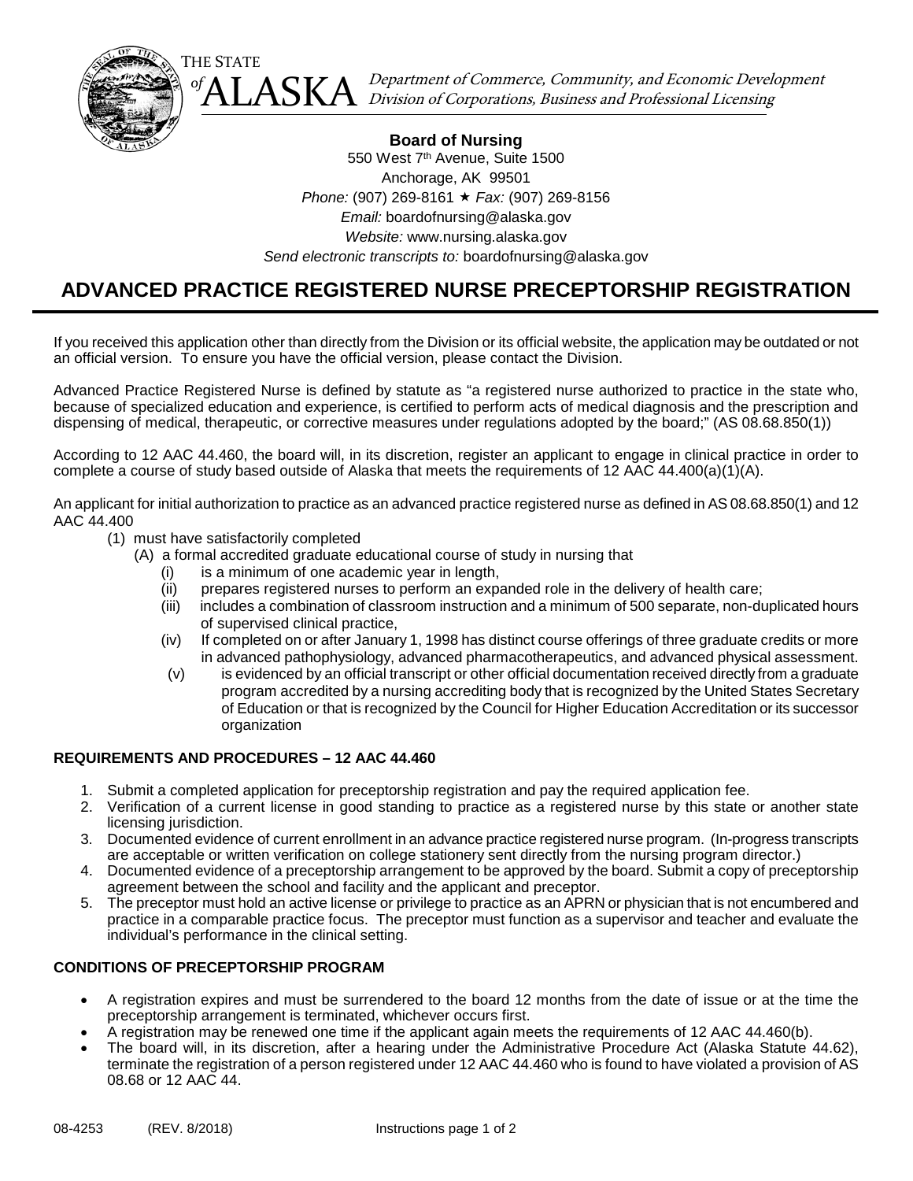THE STATE of ALASKA

*Department of Commerce, Community, and Economic Development*
*Division of Corporations, Business and Professional Licensing*

**Board of Nursing**
550 West 7th Avenue, Suite 1500
Anchorage, AK 99501
*Phone:* (907) 269-8161 ★ *Fax:* (907) 269-8156
*Email:* boardofnursing@alaska.gov
*Website:* www.nursing.alaska.gov
*Send electronic transcripts to:* boardofnursing@alaska.gov

# ADVANCED PRACTICE REGISTERED NURSE PRECEPTORSHIP REGISTRATION

If you received this application other than directly from the Division or its official website, the application may be outdated or not an official version. To ensure you have the official version, please contact the Division.

Advanced Practice Registered Nurse is defined by statute as "a registered nurse authorized to practice in the state who, because of specialized education and experience, is certified to perform acts of medical diagnosis and the prescription and dispensing of medical, therapeutic, or corrective measures under regulations adopted by the board;" (AS 08.68.850(1))

According to 12 AAC 44.460, the board will, in its discretion, register an applicant to engage in clinical practice in order to complete a course of study based outside of Alaska that meets the requirements of 12 AAC 44.400(a)(1)(A).

An applicant for initial authorization to practice as an advanced practice registered nurse as defined in AS 08.68.850(1) and 12 AAC 44.400

- (1) must have satisfactorily completed
  - (A) a formal accredited graduate educational course of study in nursing that
    - (i) is a minimum of one academic year in length,
    - (ii) prepares registered nurses to perform an expanded role in the delivery of health care;
    - (iii) includes a combination of classroom instruction and a minimum of 500 separate, non-duplicated hours of supervised clinical practice,
    - (iv) If completed on or after January 1, 1998 has distinct course offerings of three graduate credits or more in advanced pathophysiology, advanced pharmacotherapeutics, and advanced physical assessment.
    - (v) is evidenced by an official transcript or other official documentation received directly from a graduate program accredited by a nursing accrediting body that is recognized by the United States Secretary of Education or that is recognized by the Council for Higher Education Accreditation or its successor organization

### REQUIREMENTS AND PROCEDURES – 12 AAC 44.460

1. Submit a completed application for preceptorship registration and pay the required application fee.
2. Verification of a current license in good standing to practice as a registered nurse by this state or another state licensing jurisdiction.
3. Documented evidence of current enrollment in an advance practice registered nurse program. (In-progress transcripts are acceptable or written verification on college stationery sent directly from the nursing program director.)
4. Documented evidence of a preceptorship arrangement to be approved by the board. Submit a copy of preceptorship agreement between the school and facility and the applicant and preceptor.
5. The preceptor must hold an active license or privilege to practice as an APRN or physician that is not encumbered and practice in a comparable practice focus. The preceptor must function as a supervisor and teacher and evaluate the individual's performance in the clinical setting.

### CONDITIONS OF PRECEPTORSHIP PROGRAM

- A registration expires and must be surrendered to the board 12 months from the date of issue or at the time the preceptorship arrangement is terminated, whichever occurs first.
- A registration may be renewed one time if the applicant again meets the requirements of 12 AAC 44.460(b).
- The board will, in its discretion, after a hearing under the Administrative Procedure Act (Alaska Statute 44.62), terminate the registration of a person registered under 12 AAC 44.460 who is found to have violated a provision of AS 08.68 or 12 AAC 44.

08-4253 (REV. 8/2018)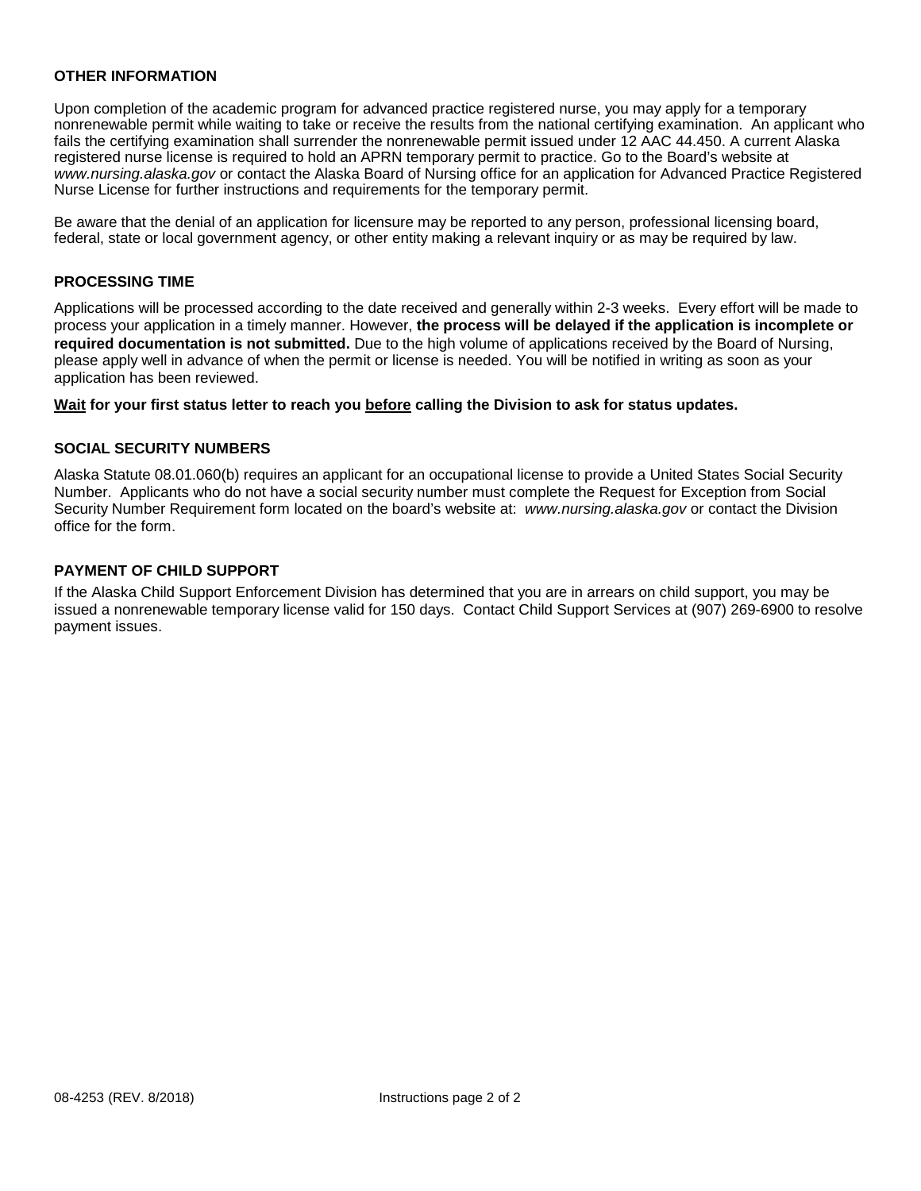## OTHER INFORMATION

Upon completion of the academic program for advanced practice registered nurse, you may apply for a temporary nonrenewable permit while waiting to take or receive the results from the national certifying examination. An applicant who fails the certifying examination shall surrender the nonrenewable permit issued under 12 AAC 44.450. A current Alaska registered nurse license is required to hold an APRN temporary permit to practice. Go to the Board's website at *www.nursing.alaska.gov* or contact the Alaska Board of Nursing office for an application for Advanced Practice Registered Nurse License for further instructions and requirements for the temporary permit.

Be aware that the denial of an application for licensure may be reported to any person, professional licensing board, federal, state or local government agency, or other entity making a relevant inquiry or as may be required by law.

## PROCESSING TIME

Applications will be processed according to the date received and generally within 2-3 weeks. Every effort will be made to process your application in a timely manner. However, **the process will be delayed if the application is incomplete or required documentation is not submitted.** Due to the high volume of applications received by the Board of Nursing, please apply well in advance of when the permit or license is needed. You will be notified in writing as soon as your application has been reviewed.

**Wait for your first status letter to reach you before calling the Division to ask for status updates.**

## SOCIAL SECURITY NUMBERS

Alaska Statute 08.01.060(b) requires an applicant for an occupational license to provide a United States Social Security Number. Applicants who do not have a social security number must complete the Request for Exception from Social Security Number Requirement form located on the board's website at: *www.nursing.alaska.gov* or contact the Division office for the form.

## PAYMENT OF CHILD SUPPORT

If the Alaska Child Support Enforcement Division has determined that you are in arrears on child support, you may be issued a nonrenewable temporary license valid for 150 days. Contact Child Support Services at (907) 269-6900 to resolve payment issues.

08-4253 (REV. 8/2018)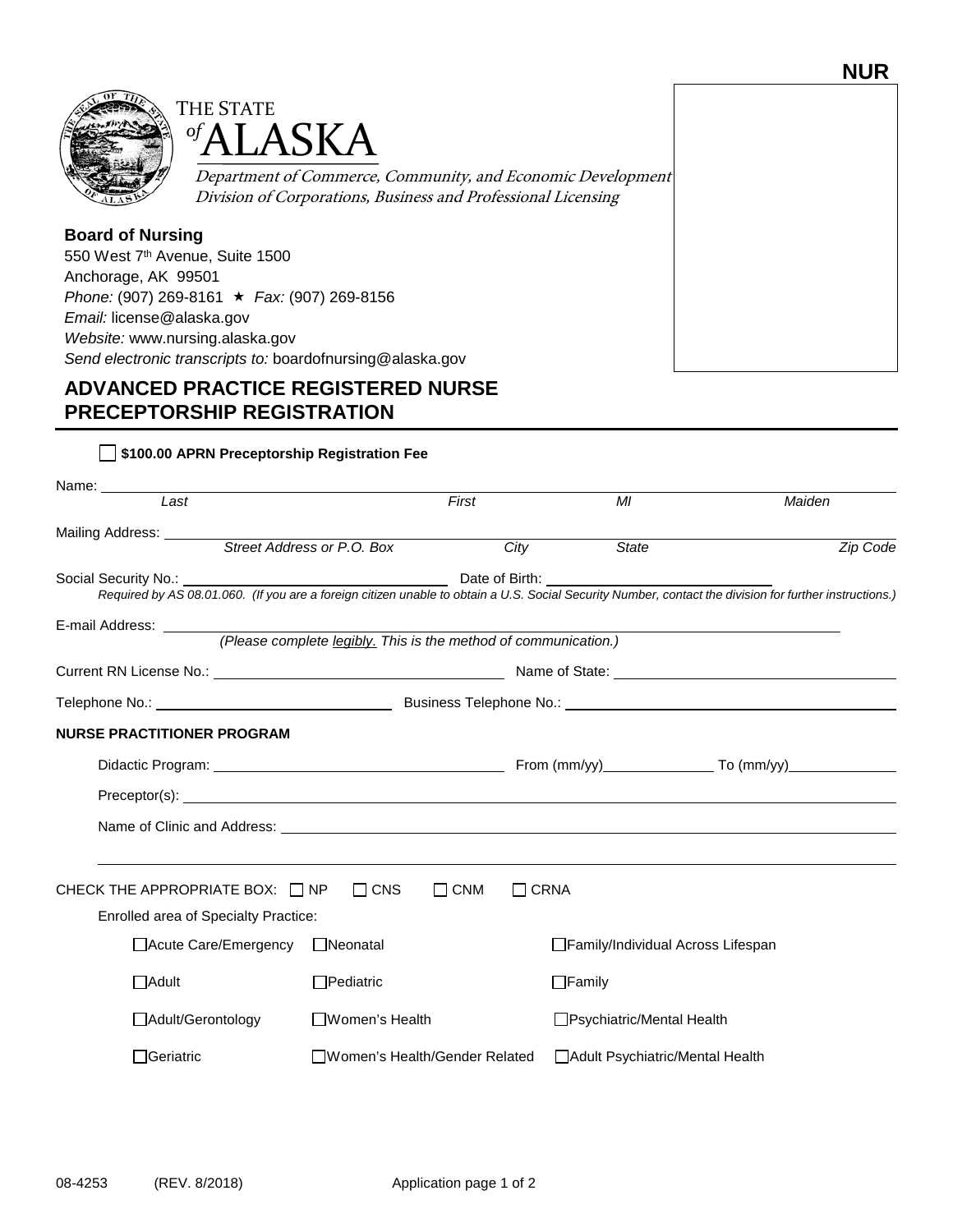NUR

THE STATE of ALASKA

*Department of Commerce, Community, and Economic Development*
*Division of Corporations, Business and Professional Licensing*

**Board of Nursing**
550 West 7th Avenue, Suite 1500
Anchorage, AK 99501
*Phone:* (907) 269-8161 ★ *Fax:* (907) 269-8156
*Email:* license@alaska.gov
*Website:* www.nursing.alaska.gov
*Send electronic transcripts to:* boardofnursing@alaska.gov

## ADVANCED PRACTICE REGISTERED NURSE PRECEPTORSHIP REGISTRATION

☐ **$100.00 APRN Preceptorship Registration Fee**

Name: ______________________________________________
*Last* *First* *MI* *Maiden*

Mailing Address: ______________________________________________
*Street Address or P.O. Box* *City* *State* *Zip Code*

Social Security No.: ____________________ Date of Birth: ____________________
*Required by AS 08.01.060. (If you are a foreign citizen unable to obtain a U.S. Social Security Number, contact the division for further instructions.)*

E-mail Address: ______________________________________________
*(Please complete legibly. This is the method of communication.)*

Current RN License No.: ____________________ Name of State: ____________________

Telephone No.: ____________________ Business Telephone No.: ____________________

**NURSE PRACTITIONER PROGRAM**

Didactic Program: ____________________ From (mm/yy)__________ To (mm/yy)__________

Preceptor(s): ______________________________________________

Name of Clinic and Address: ______________________________________________

______________________________________________

CHECK THE APPROPRIATE BOX: ☐ NP ☐ CNS ☐ CNM ☐ CRNA

Enrolled area of Specialty Practice:

| | | |
|---|---|---|
| ☐ Acute Care/Emergency | ☐ Neonatal | ☐ Family/Individual Across Lifespan |
| ☐ Adult | ☐ Pediatric | ☐ Family |
| ☐ Adult/Gerontology | ☐ Women's Health | ☐ Psychiatric/Mental Health |
| ☐ Geriatric | ☐ Women's Health/Gender Related | ☐ Adult Psychiatric/Mental Health |

08-4253 (REV. 8/2018) Application page 1 of 2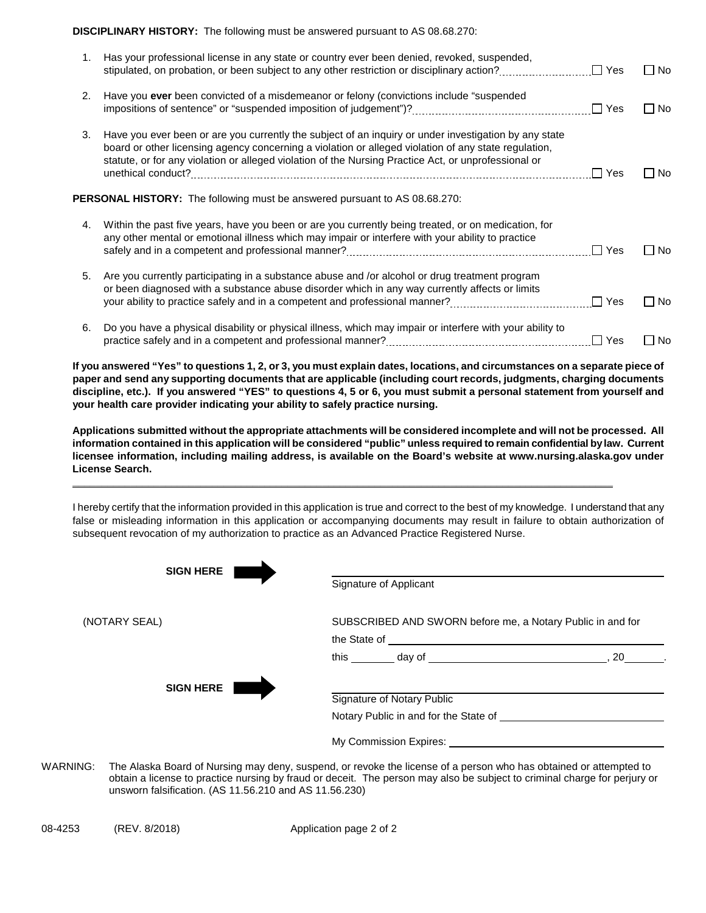**DISCIPLINARY HISTORY:** The following must be answered pursuant to AS 08.68.270:

1. Has your professional license in any state or country ever been denied, revoked, suspended, stipulated, on probation, or been subject to any other restriction or disciplinary action? ☐ Yes ☐ No

2. Have you **ever** been convicted of a misdemeanor or felony (convictions include "suspended impositions of sentence" or "suspended imposition of judgement")? ☐ Yes ☐ No

3. Have you ever been or are you currently the subject of an inquiry or under investigation by any state board or other licensing agency concerning a violation or alleged violation of any state regulation, statute, or for any violation or alleged violation of the Nursing Practice Act, or unprofessional or unethical conduct? ☐ Yes ☐ No

**PERSONAL HISTORY:** The following must be answered pursuant to AS 08.68.270:

4. Within the past five years, have you been or are you currently being treated, or on medication, for any other mental or emotional illness which may impair or interfere with your ability to practice safely and in a competent and professional manner? ☐ Yes ☐ No

5. Are you currently participating in a substance abuse and /or alcohol or drug treatment program or been diagnosed with a substance abuse disorder which in any way currently affects or limits your ability to practice safely and in a competent and professional manner? ☐ Yes ☐ No

6. Do you have a physical disability or physical illness, which may impair or interfere with your ability to practice safely and in a competent and professional manner? ☐ Yes ☐ No

**If you answered "Yes" to questions 1, 2, or 3, you must explain dates, locations, and circumstances on a separate piece of paper and send any supporting documents that are applicable (including court records, judgments, charging documents discipline, etc.). If you answered "YES" to questions 4, 5 or 6, you must submit a personal statement from yourself and your health care provider indicating your ability to safely practice nursing.**

**Applications submitted without the appropriate attachments will be considered incomplete and will not be processed. All information contained in this application will be considered "public" unless required to remain confidential by law. Current licensee information, including mailing address, is available on the Board's website at www.nursing.alaska.gov under License Search.**

---

I hereby certify that the information provided in this application is true and correct to the best of my knowledge. I understand that any false or misleading information in this application or accompanying documents may result in failure to obtain authorization of subsequent revocation of my authorization to practice as an Advanced Practice Registered Nurse.

**SIGN HERE** ➡ ______________________________
Signature of Applicant

(NOTARY SEAL)

SUBSCRIBED AND SWORN before me, a Notary Public in and for the State of ______________________________

this ________ day of ______________________________, 20_______.

**SIGN HERE** ➡ ______________________________
Signature of Notary Public

Notary Public in and for the State of ______________________________

My Commission Expires: ______________________________

WARNING: The Alaska Board of Nursing may deny, suspend, or revoke the license of a person who has obtained or attempted to obtain a license to practice nursing by fraud or deceit. The person may also be subject to criminal charge for perjury or unsworn falsification. (AS 11.56.210 and AS 11.56.230)

08-4253 (REV. 8/2018)